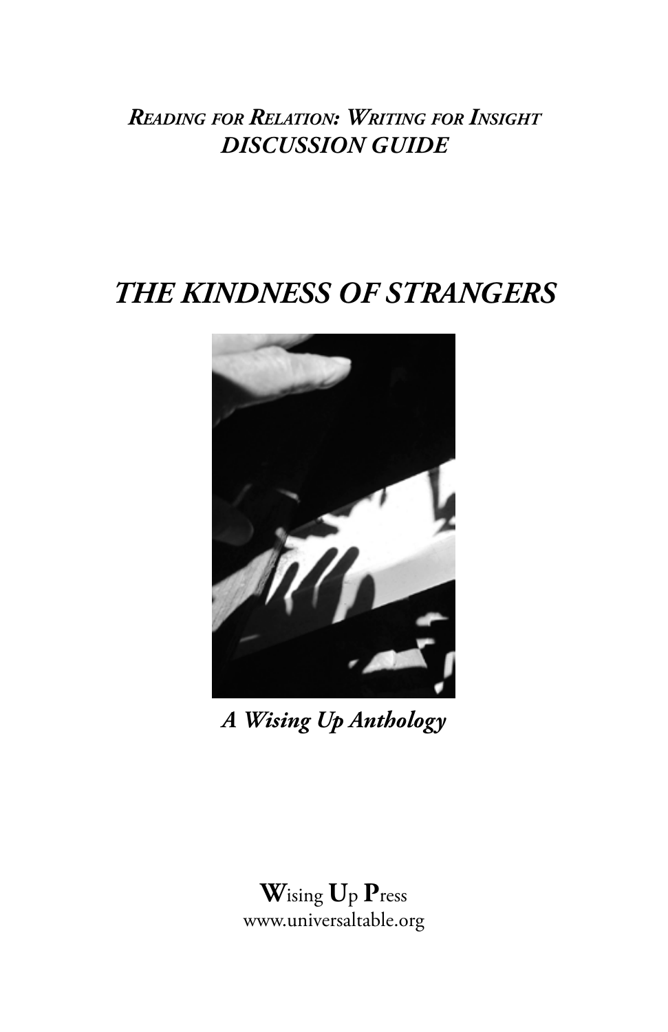***Reading for Relation: Writing for Insight***
***DISCUSSION GUIDE***

# *THE KINDNESS OF STRANGERS*

***A Wising Up Anthology***

**W**ising **U**p **P**ress
www.universaltable.org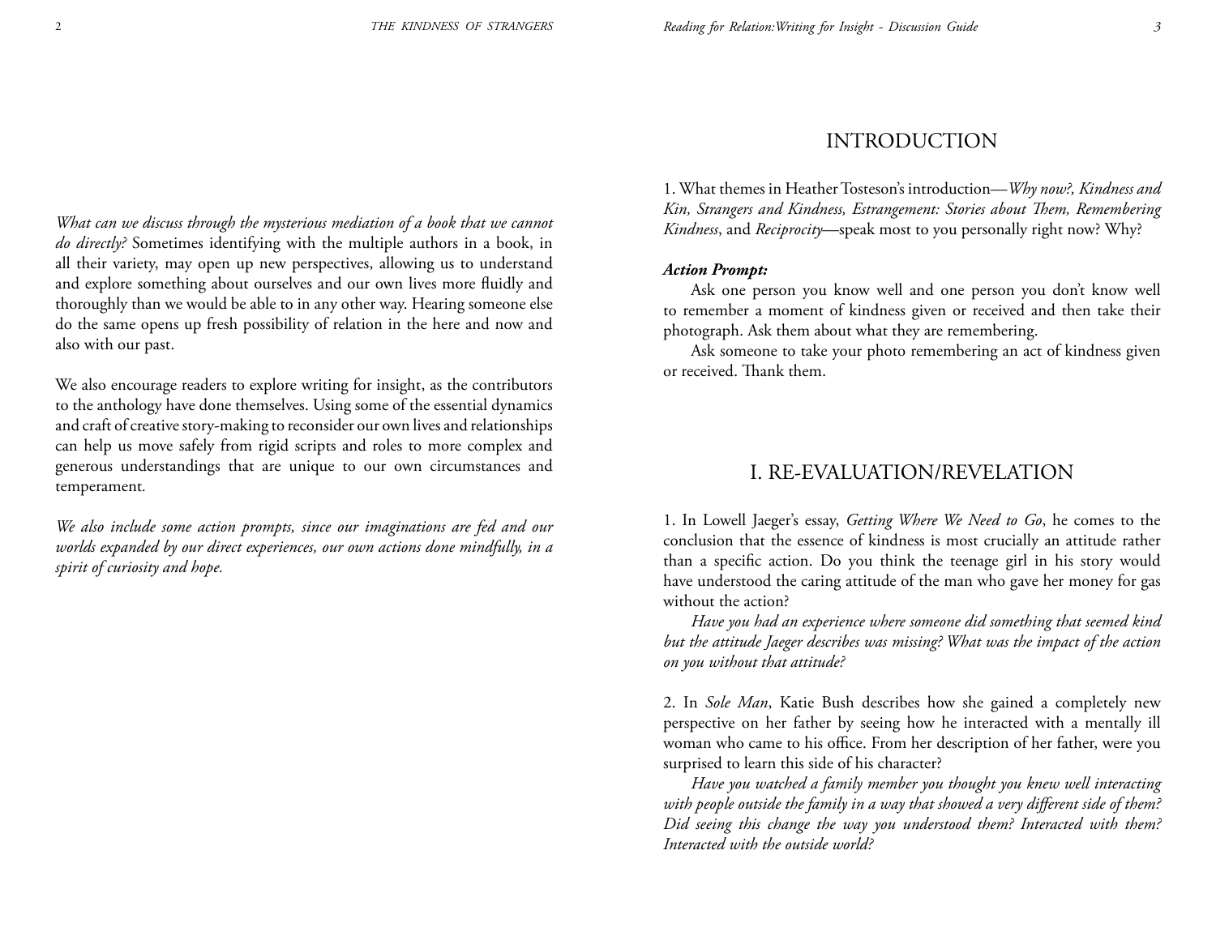*What can we discuss through the mysterious mediation of a book that we cannot do directly?* Sometimes identifying with the multiple authors in a book, in all their variety, may open up new perspectives, allowing us to understand and explore something about ourselves and our own lives more fluidly and thoroughly than we would be able to in any other way. Hearing someone else do the same opens up fresh possibility of relation in the here and now and also with our past.

We also encourage readers to explore writing for insight, as the contributors to the anthology have done themselves. Using some of the essential dynamics and craft of creative story-making to reconsider our own lives and relationships can help us move safely from rigid scripts and roles to more complex and generous understandings that are unique to our own circumstances and temperament.

*We also include some action prompts, since our imaginations are fed and our worlds expanded by our direct experiences, our own actions done mindfully, in a spirit of curiosity and hope.*

## INTRODUCTION

1. What themes in Heather Tosteson's introduction—*Why now?, Kindness and Kin, Strangers and Kindness, Estrangement: Stories about Them, Remembering Kindness*, and *Reciprocity*—speak most to you personally right now? Why?

***Action Prompt:***

Ask one person you know well and one person you don't know well to remember a moment of kindness given or received and then take their photograph. Ask them about what they are remembering.

Ask someone to take your photo remembering an act of kindness given or received. Thank them.

## I. RE-EVALUATION/REVELATION

1. In Lowell Jaeger's essay, *Getting Where We Need to Go*, he comes to the conclusion that the essence of kindness is most crucially an attitude rather than a specific action. Do you think the teenage girl in his story would have understood the caring attitude of the man who gave her money for gas without the action?

*Have you had an experience where someone did something that seemed kind but the attitude Jaeger describes was missing? What was the impact of the action on you without that attitude?*

2. In *Sole Man*, Katie Bush describes how she gained a completely new perspective on her father by seeing how he interacted with a mentally ill woman who came to his office. From her description of her father, were you surprised to learn this side of his character?

*Have you watched a family member you thought you knew well interacting with people outside the family in a way that showed a very different side of them? Did seeing this change the way you understood them? Interacted with them? Interacted with the outside world?*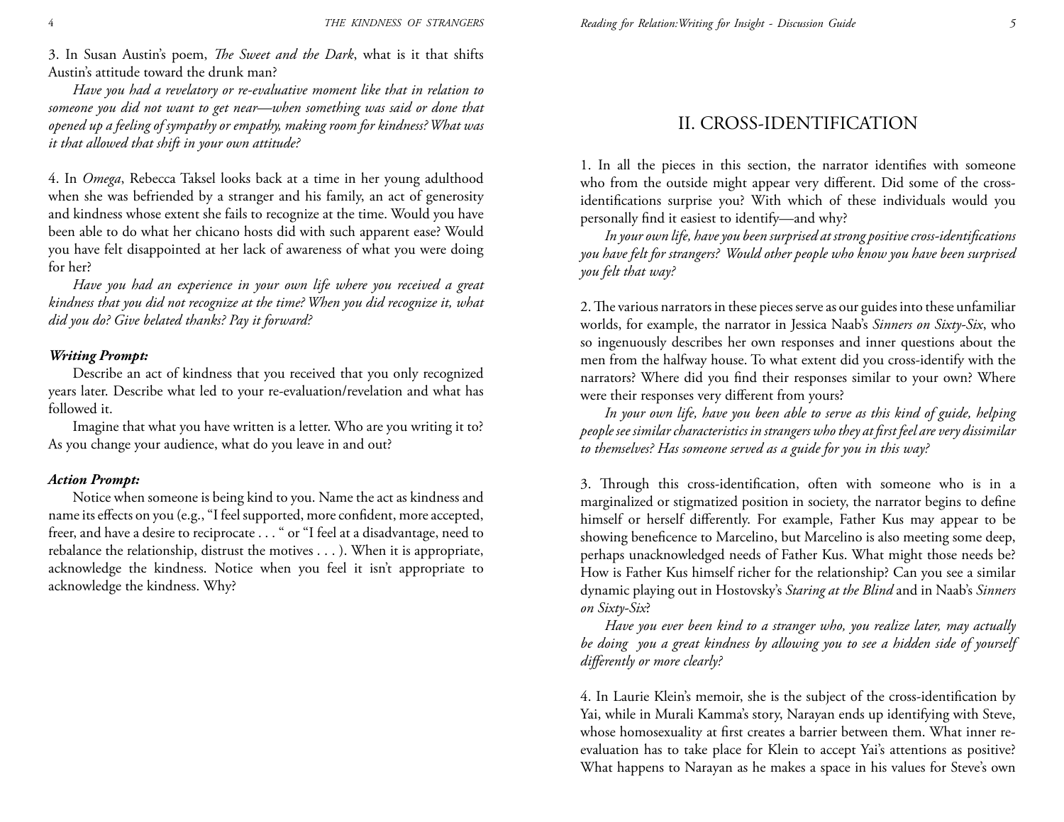3. In Susan Austin's poem, *The Sweet and the Dark*, what is it that shifts Austin's attitude toward the drunk man?

*Have you had a revelatory or re-evaluative moment like that in relation to someone you did not want to get near—when something was said or done that opened up a feeling of sympathy or empathy, making room for kindness? What was it that allowed that shift in your own attitude?*

4. In *Omega*, Rebecca Taksel looks back at a time in her young adulthood when she was befriended by a stranger and his family, an act of generosity and kindness whose extent she fails to recognize at the time. Would you have been able to do what her chicano hosts did with such apparent ease? Would you have felt disappointed at her lack of awareness of what you were doing for her?

*Have you had an experience in your own life where you received a great kindness that you did not recognize at the time? When you did recognize it, what did you do? Give belated thanks? Pay it forward?*

***Writing Prompt:***

Describe an act of kindness that you received that you only recognized years later. Describe what led to your re-evaluation/revelation and what has followed it.

Imagine that what you have written is a letter. Who are you writing it to? As you change your audience, what do you leave in and out?

***Action Prompt:***

Notice when someone is being kind to you. Name the act as kindness and name its effects on you (e.g., "I feel supported, more confident, more accepted, freer, and have a desire to reciprocate . . . " or "I feel at a disadvantage, need to rebalance the relationship, distrust the motives . . . ). When it is appropriate, acknowledge the kindness. Notice when you feel it isn't appropriate to acknowledge the kindness. Why?

## II. CROSS-IDENTIFICATION

1. In all the pieces in this section, the narrator identifies with someone who from the outside might appear very different. Did some of the cross-identifications surprise you? With which of these individuals would you personally find it easiest to identify—and why?

*In your own life, have you been surprised at strong positive cross-identifications you have felt for strangers? Would other people who know you have been surprised you felt that way?*

2. The various narrators in these pieces serve as our guides into these unfamiliar worlds, for example, the narrator in Jessica Naab's *Sinners on Sixty-Six*, who so ingenuously describes her own responses and inner questions about the men from the halfway house. To what extent did you cross-identify with the narrators? Where did you find their responses similar to your own? Where were their responses very different from yours?

*In your own life, have you been able to serve as this kind of guide, helping people see similar characteristics in strangers who they at first feel are very dissimilar to themselves? Has someone served as a guide for you in this way?*

3. Through this cross-identification, often with someone who is in a marginalized or stigmatized position in society, the narrator begins to define himself or herself differently. For example, Father Kus may appear to be showing beneficence to Marcelino, but Marcelino is also meeting some deep, perhaps unacknowledged needs of Father Kus. What might those needs be? How is Father Kus himself richer for the relationship? Can you see a similar dynamic playing out in Hostovsky's *Staring at the Blind* and in Naab's *Sinners on Sixty-Six*?

*Have you ever been kind to a stranger who, you realize later, may actually be doing you a great kindness by allowing you to see a hidden side of yourself differently or more clearly?*

4. In Laurie Klein's memoir, she is the subject of the cross-identification by Yai, while in Murali Kamma's story, Narayan ends up identifying with Steve, whose homosexuality at first creates a barrier between them. What inner re-evaluation has to take place for Klein to accept Yai's attentions as positive? What happens to Narayan as he makes a space in his values for Steve's own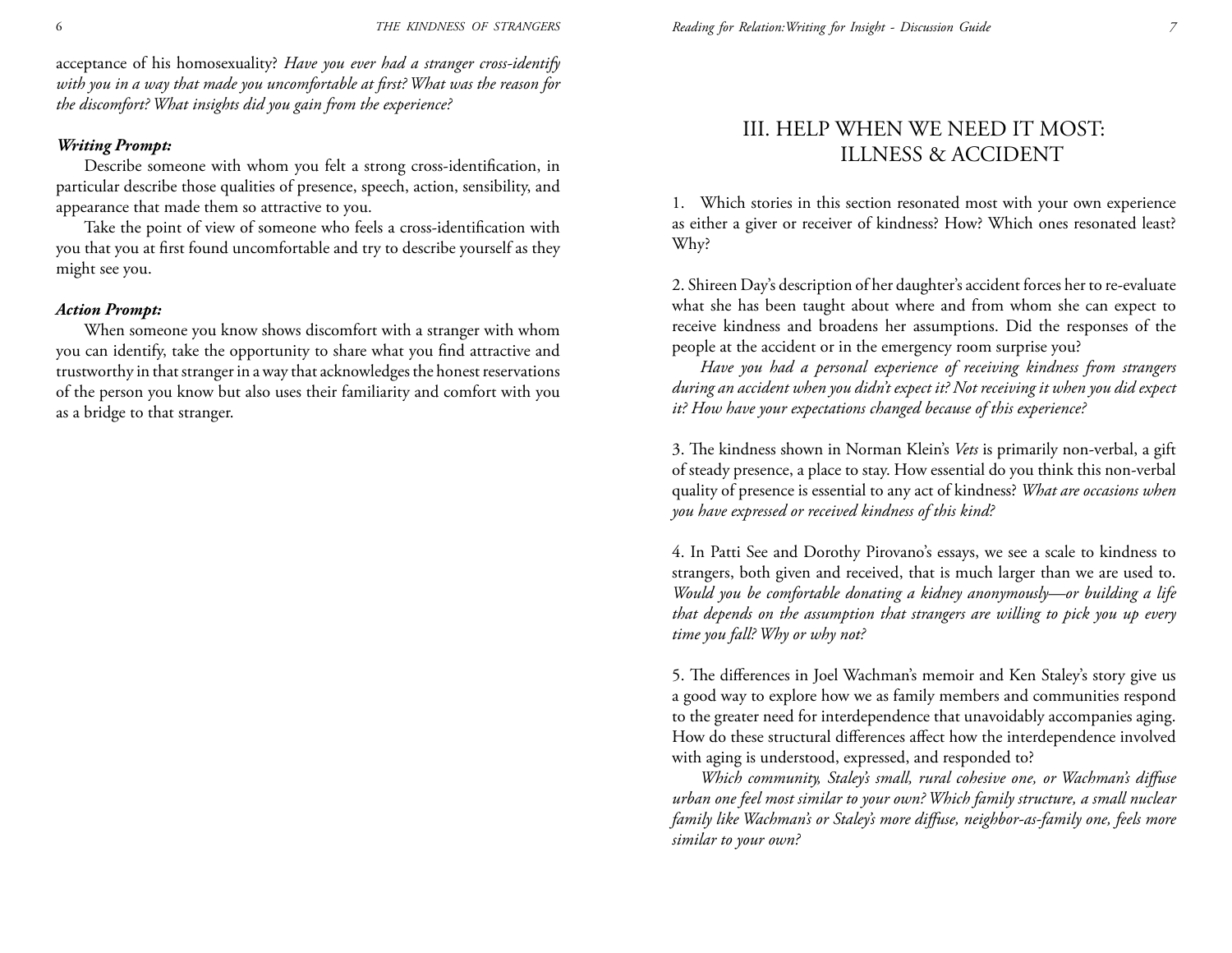acceptance of his homosexuality? *Have you ever had a stranger cross-identify with you in a way that made you uncomfortable at first? What was the reason for the discomfort? What insights did you gain from the experience?*

***Writing Prompt:***

Describe someone with whom you felt a strong cross-identification, in particular describe those qualities of presence, speech, action, sensibility, and appearance that made them so attractive to you.

Take the point of view of someone who feels a cross-identification with you that you at first found uncomfortable and try to describe yourself as they might see you.

***Action Prompt:***

When someone you know shows discomfort with a stranger with whom you can identify, take the opportunity to share what you find attractive and trustworthy in that stranger in a way that acknowledges the honest reservations of the person you know but also uses their familiarity and comfort with you as a bridge to that stranger.

## III. HELP WHEN WE NEED IT MOST: ILLNESS & ACCIDENT

1. Which stories in this section resonated most with your own experience as either a giver or receiver of kindness? How? Which ones resonated least? Why?

2. Shireen Day's description of her daughter's accident forces her to re-evaluate what she has been taught about where and from whom she can expect to receive kindness and broadens her assumptions. Did the responses of the people at the accident or in the emergency room surprise you?

*Have you had a personal experience of receiving kindness from strangers during an accident when you didn't expect it? Not receiving it when you did expect it? How have your expectations changed because of this experience?*

3. The kindness shown in Norman Klein's *Vets* is primarily non-verbal, a gift of steady presence, a place to stay. How essential do you think this non-verbal quality of presence is essential to any act of kindness? *What are occasions when you have expressed or received kindness of this kind?*

4. In Patti See and Dorothy Pirovano's essays, we see a scale to kindness to strangers, both given and received, that is much larger than we are used to. *Would you be comfortable donating a kidney anonymously—or building a life that depends on the assumption that strangers are willing to pick you up every time you fall? Why or why not?*

5. The differences in Joel Wachman's memoir and Ken Staley's story give us a good way to explore how we as family members and communities respond to the greater need for interdependence that unavoidably accompanies aging. How do these structural differences affect how the interdependence involved with aging is understood, expressed, and responded to?

*Which community, Staley's small, rural cohesive one, or Wachman's diffuse urban one feel most similar to your own? Which family structure, a small nuclear family like Wachman's or Staley's more diffuse, neighbor-as-family one, feels more similar to your own?*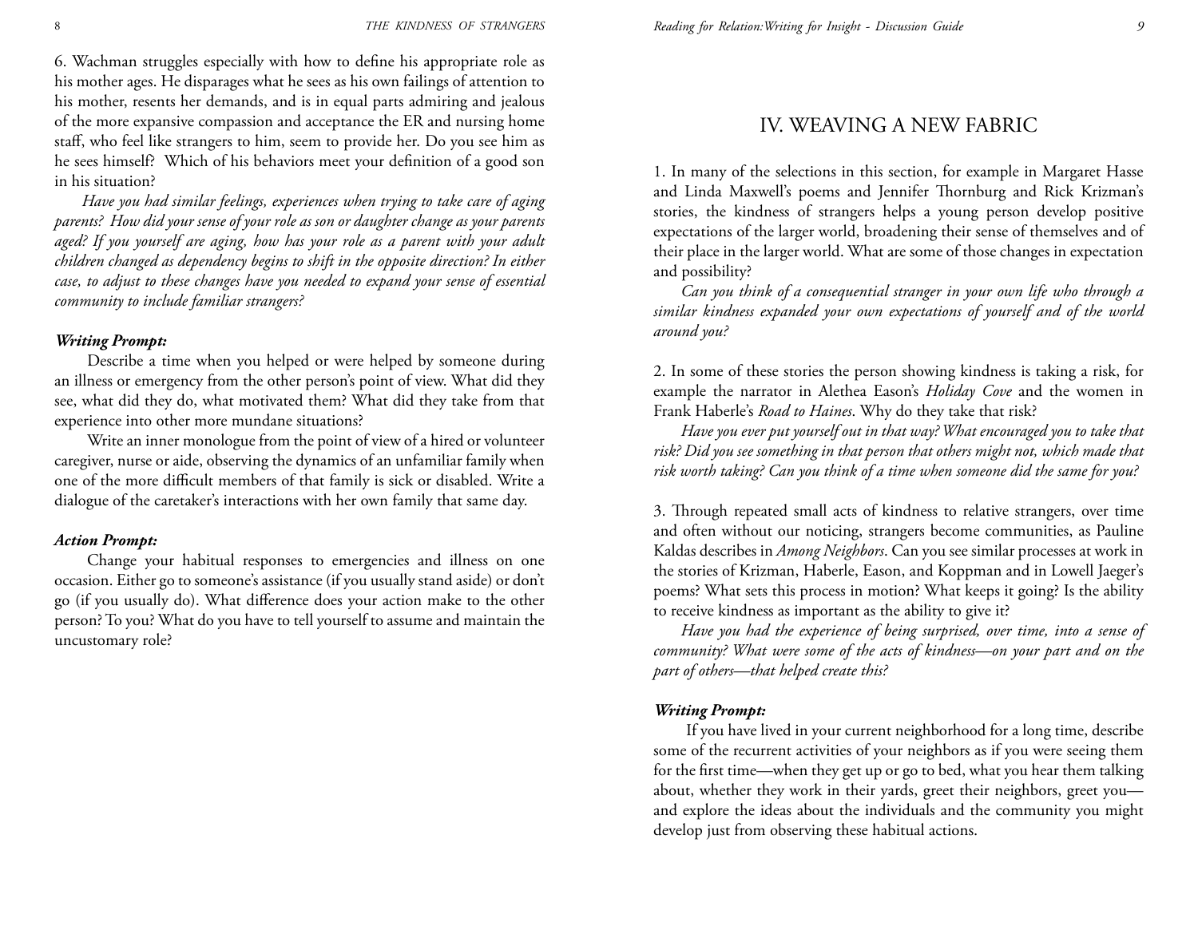6. Wachman struggles especially with how to define his appropriate role as his mother ages. He disparages what he sees as his own failings of attention to his mother, resents her demands, and is in equal parts admiring and jealous of the more expansive compassion and acceptance the ER and nursing home staff, who feel like strangers to him, seem to provide her. Do you see him as he sees himself? Which of his behaviors meet your definition of a good son in his situation?

*Have you had similar feelings, experiences when trying to take care of aging parents? How did your sense of your role as son or daughter change as your parents aged? If you yourself are aging, how has your role as a parent with your adult children changed as dependency begins to shift in the opposite direction? In either case, to adjust to these changes have you needed to expand your sense of essential community to include familiar strangers?*

***Writing Prompt:***

Describe a time when you helped or were helped by someone during an illness or emergency from the other person's point of view. What did they see, what did they do, what motivated them? What did they take from that experience into other more mundane situations?

Write an inner monologue from the point of view of a hired or volunteer caregiver, nurse or aide, observing the dynamics of an unfamiliar family when one of the more difficult members of that family is sick or disabled. Write a dialogue of the caretaker's interactions with her own family that same day.

***Action Prompt:***

Change your habitual responses to emergencies and illness on one occasion. Either go to someone's assistance (if you usually stand aside) or don't go (if you usually do). What difference does your action make to the other person? To you? What do you have to tell yourself to assume and maintain the uncustomary role?

## IV. WEAVING A NEW FABRIC

1. In many of the selections in this section, for example in Margaret Hasse and Linda Maxwell's poems and Jennifer Thornburg and Rick Krizman's stories, the kindness of strangers helps a young person develop positive expectations of the larger world, broadening their sense of themselves and of their place in the larger world. What are some of those changes in expectation and possibility?

*Can you think of a consequential stranger in your own life who through a similar kindness expanded your own expectations of yourself and of the world around you?*

2. In some of these stories the person showing kindness is taking a risk, for example the narrator in Alethea Eason's *Holiday Cove* and the women in Frank Haberle's *Road to Haines*. Why do they take that risk?

*Have you ever put yourself out in that way? What encouraged you to take that risk? Did you see something in that person that others might not, which made that risk worth taking? Can you think of a time when someone did the same for you?*

3. Through repeated small acts of kindness to relative strangers, over time and often without our noticing, strangers become communities, as Pauline Kaldas describes in *Among Neighbors*. Can you see similar processes at work in the stories of Krizman, Haberle, Eason, and Koppman and in Lowell Jaeger's poems? What sets this process in motion? What keeps it going? Is the ability to receive kindness as important as the ability to give it?

*Have you had the experience of being surprised, over time, into a sense of community? What were some of the acts of kindness—on your part and on the part of others—that helped create this?*

***Writing Prompt:***

If you have lived in your current neighborhood for a long time, describe some of the recurrent activities of your neighbors as if you were seeing them for the first time—when they get up or go to bed, what you hear them talking about, whether they work in their yards, greet their neighbors, greet you—and explore the ideas about the individuals and the community you might develop just from observing these habitual actions.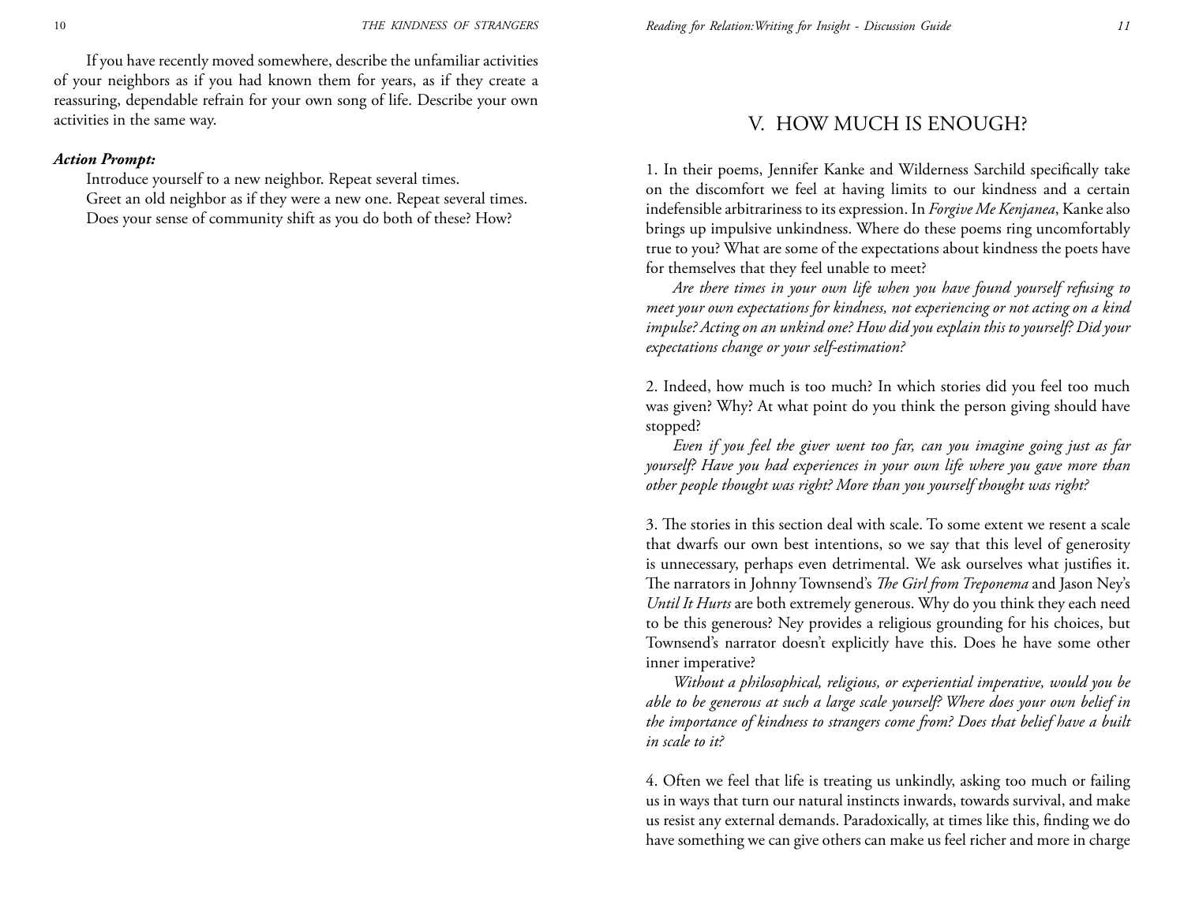If you have recently moved somewhere, describe the unfamiliar activities of your neighbors as if you had known them for years, as if they create a reassuring, dependable refrain for your own song of life. Describe your own activities in the same way.

***Action Prompt:***

Introduce yourself to a new neighbor. Repeat several times.
Greet an old neighbor as if they were a new one. Repeat several times.
Does your sense of community shift as you do both of these? How?

## V. HOW MUCH IS ENOUGH?

1. In their poems, Jennifer Kanke and Wilderness Sarchild specifically take on the discomfort we feel at having limits to our kindness and a certain indefensible arbitrariness to its expression. In *Forgive Me Kenjanea*, Kanke also brings up impulsive unkindness. Where do these poems ring uncomfortably true to you? What are some of the expectations about kindness the poets have for themselves that they feel unable to meet?

*Are there times in your own life when you have found yourself refusing to meet your own expectations for kindness, not experiencing or not acting on a kind impulse? Acting on an unkind one? How did you explain this to yourself? Did your expectations change or your self-estimation?*

2. Indeed, how much is too much? In which stories did you feel too much was given? Why? At what point do you think the person giving should have stopped?

*Even if you feel the giver went too far, can you imagine going just as far yourself? Have you had experiences in your own life where you gave more than other people thought was right? More than you yourself thought was right?*

3. The stories in this section deal with scale. To some extent we resent a scale that dwarfs our own best intentions, so we say that this level of generosity is unnecessary, perhaps even detrimental. We ask ourselves what justifies it. The narrators in Johnny Townsend's *The Girl from Treponema* and Jason Ney's *Until It Hurts* are both extremely generous. Why do you think they each need to be this generous? Ney provides a religious grounding for his choices, but Townsend's narrator doesn't explicitly have this. Does he have some other inner imperative?

*Without a philosophical, religious, or experiential imperative, would you be able to be generous at such a large scale yourself? Where does your own belief in the importance of kindness to strangers come from? Does that belief have a built in scale to it?*

4. Often we feel that life is treating us unkindly, asking too much or failing us in ways that turn our natural instincts inwards, towards survival, and make us resist any external demands. Paradoxically, at times like this, finding we do have something we can give others can make us feel richer and more in charge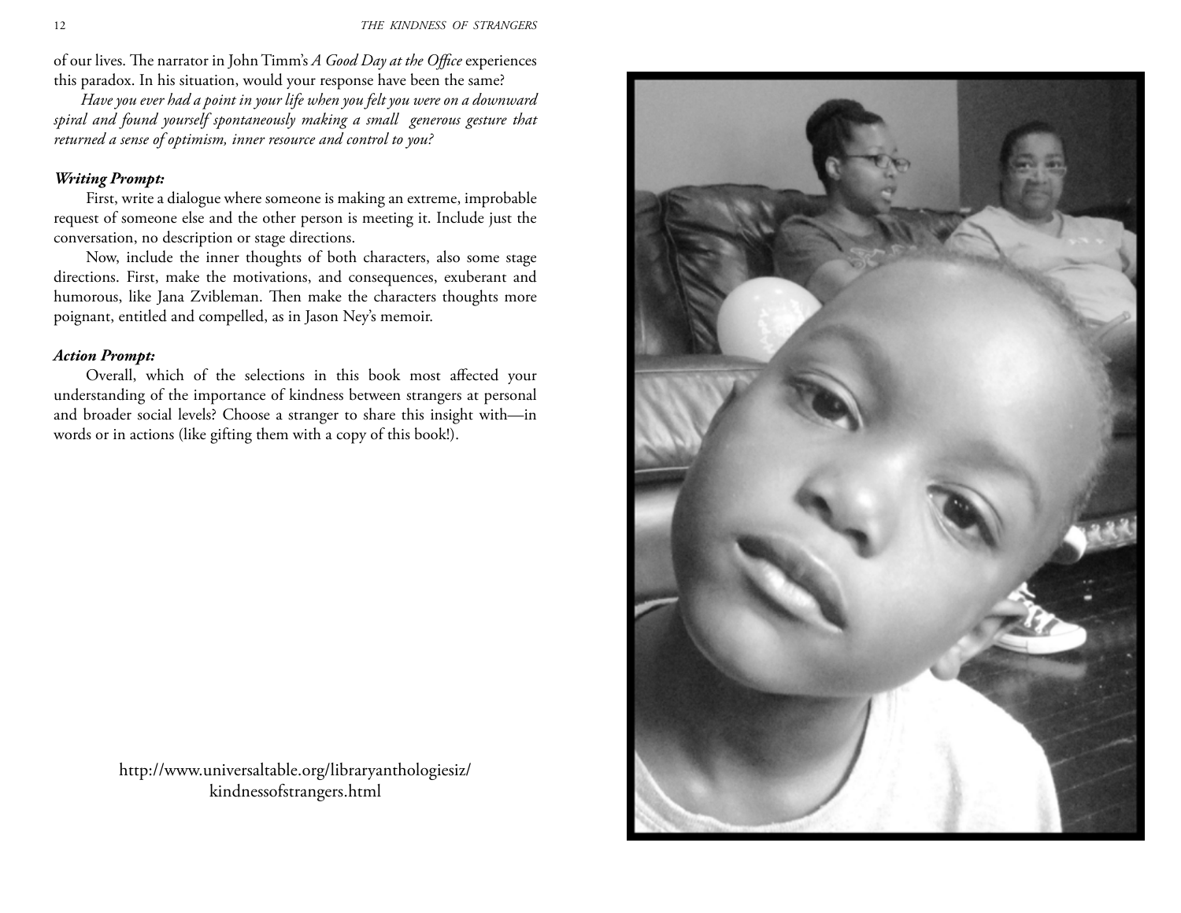of our lives. The narrator in John Timm's *A Good Day at the Office* experiences this paradox. In his situation, would your response have been the same?

*Have you ever had a point in your life when you felt you were on a downward spiral and found yourself spontaneously making a small generous gesture that returned a sense of optimism, inner resource and control to you?*

***Writing Prompt:***

First, write a dialogue where someone is making an extreme, improbable request of someone else and the other person is meeting it. Include just the conversation, no description or stage directions.

Now, include the inner thoughts of both characters, also some stage directions. First, make the motivations, and consequences, exuberant and humorous, like Jana Zvibleman. Then make the characters thoughts more poignant, entitled and compelled, as in Jason Ney's memoir.

***Action Prompt:***

Overall, which of the selections in this book most affected your understanding of the importance of kindness between strangers at personal and broader social levels? Choose a stranger to share this insight with—in words or in actions (like gifting them with a copy of this book!).

http://www.universaltable.org/libraryanthologiesiz/kindnessofstrangers.html